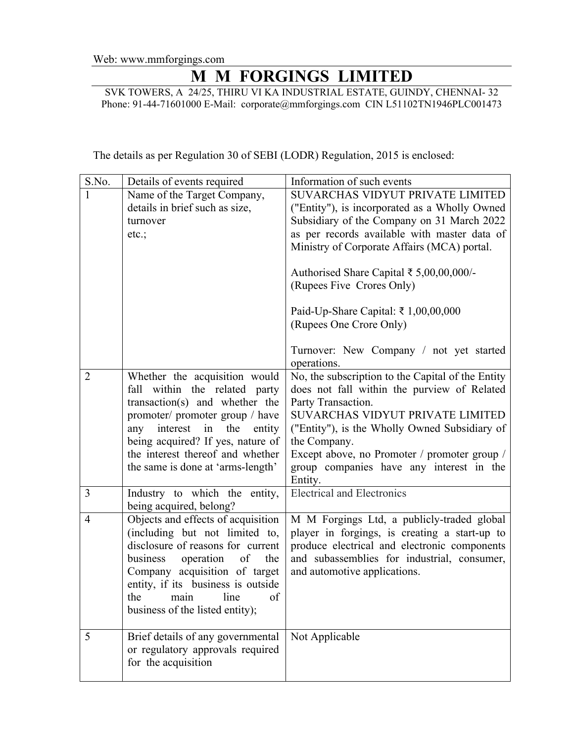Web: www.mmforgings.com

# M M FORGINGS LIMITED

SVK TOWERS, A 24/25, THIRU VI KA INDUSTRIAL ESTATE, GUINDY, CHENNAI- 32
Phone: 91-44-71601000 E-Mail: corporate@mmforgings.com CIN L51102TN1946PLC001473

The details as per Regulation 30 of SEBI (LODR) Regulation, 2015 is enclosed:

| S.No. | Details of events required | Information of such events |
|---|---|---|
| 1 | Name of the Target Company, details in brief such as size, turnover etc.; | SUVARCHAS VIDYUT PRIVATE LIMITED ("Entity"), is incorporated as a Wholly Owned Subsidiary of the Company on 31 March 2022 as per records available with master data of Ministry of Corporate Affairs (MCA) portal.<br><br>Authorised Share Capital ₹ 5,00,00,000/- (Rupees Five Crores Only)<br><br>Paid-Up-Share Capital: ₹ 1,00,00,000 (Rupees One Crore Only)<br><br>Turnover: New Company / not yet started operations. |
| 2 | Whether the acquisition would fall within the related party transaction(s) and whether the promoter/ promoter group / have any interest in the entity being acquired? If yes, nature of the interest thereof and whether the same is done at 'arms-length' | No, the subscription to the Capital of the Entity does not fall within the purview of Related Party Transaction.<br>SUVARCHAS VIDYUT PRIVATE LIMITED ("Entity"), is the Wholly Owned Subsidiary of the Company.<br>Except above, no Promoter / promoter group / group companies have any interest in the Entity. |
| 3 | Industry to which the entity, being acquired, belong? | Electrical and Electronics |
| 4 | Objects and effects of acquisition (including but not limited to, disclosure of reasons for current business operation of the Company acquisition of target entity, if its business is outside the main line of business of the listed entity); | M M Forgings Ltd, a publicly-traded global player in forgings, is creating a start-up to produce electrical and electronic components and subassemblies for industrial, consumer, and automotive applications. |
| 5 | Brief details of any governmental or regulatory approvals required for the acquisition | Not Applicable |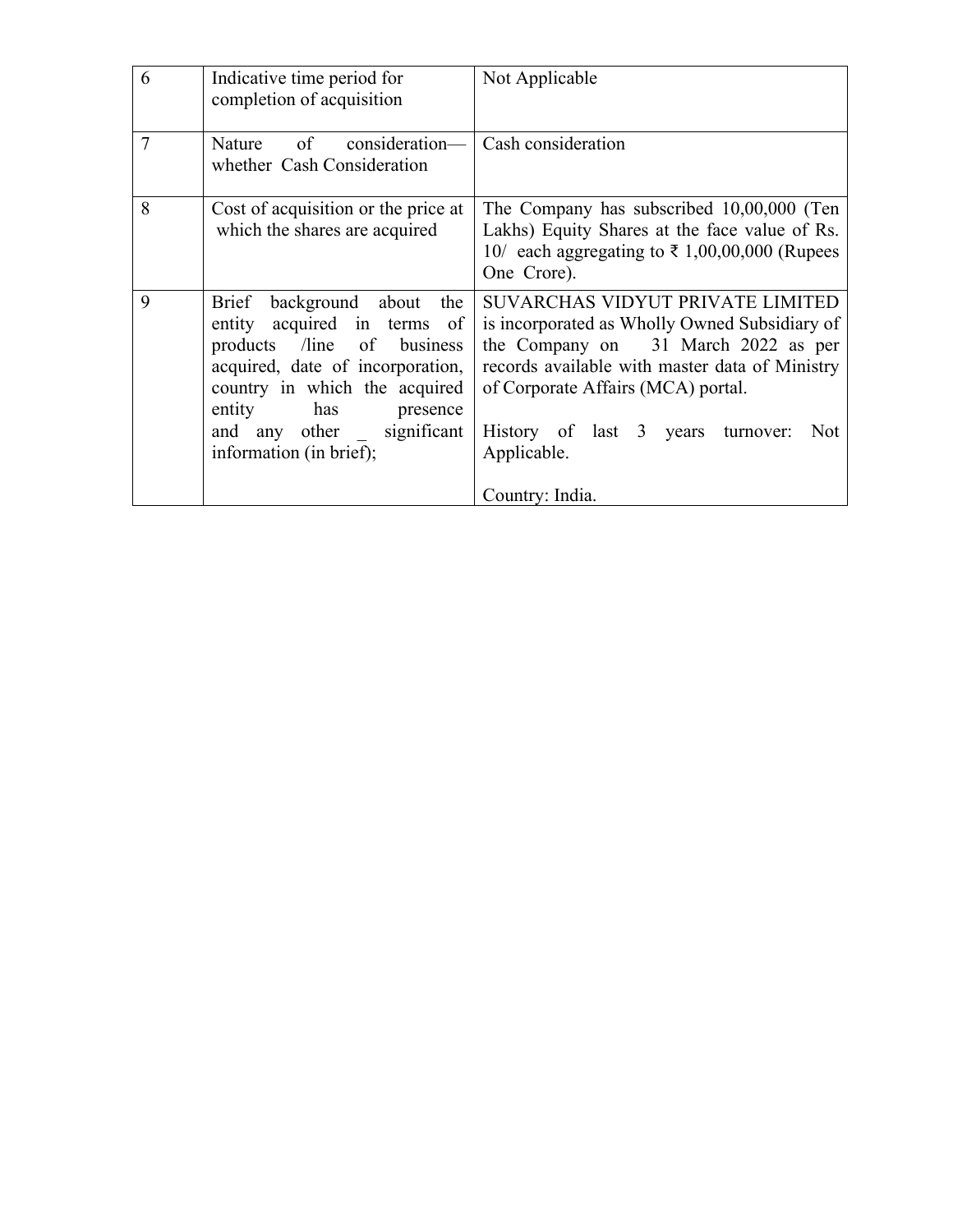| | | |
|---|---|---|
| 6 | Indicative time period for completion of acquisition | Not Applicable |
| 7 | Nature of consideration— whether Cash Consideration | Cash consideration |
| 8 | Cost of acquisition or the price at which the shares are acquired | The Company has subscribed 10,00,000 (Ten Lakhs) Equity Shares at the face value of Rs. 10/ each aggregating to ₹ 1,00,00,000 (Rupees One Crore). |
| 9 | Brief background about the entity acquired in terms of products /line of business acquired, date of incorporation, country in which the acquired entity has presence and any other _ significant information (in brief); | SUVARCHAS VIDYUT PRIVATE LIMITED is incorporated as Wholly Owned Subsidiary of the Company on 31 March 2022 as per records available with master data of Ministry of Corporate Affairs (MCA) portal.<br><br>History of last 3 years turnover: Not Applicable.<br><br>Country: India. |